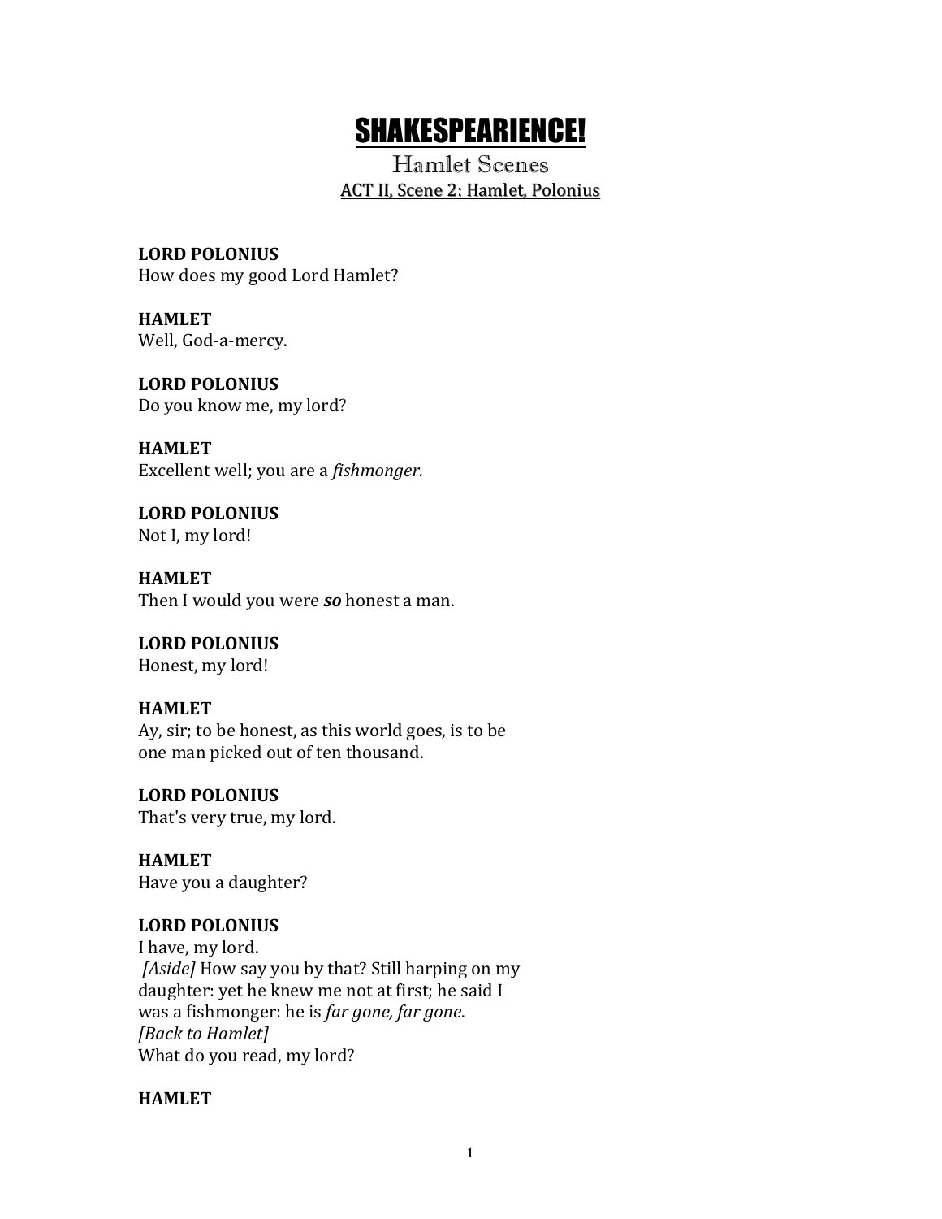# SHAKESPEARIENCE!

## Hamlet Scenes

### ACT II, Scene 2: Hamlet, Polonius

**LORD POLONIUS**
How does my good Lord Hamlet?

**HAMLET**
Well, God-a-mercy.

**LORD POLONIUS**
Do you know me, my lord?

**HAMLET**
Excellent well; you are a *fishmonger.*

**LORD POLONIUS**
Not I, my lord!

**HAMLET**
Then I would you were ***so*** honest a man.

**LORD POLONIUS**
Honest, my lord!

**HAMLET**
Ay, sir; to be honest, as this world goes, is to be
one man picked out of ten thousand.

**LORD POLONIUS**
That's very true, my lord.

**HAMLET**
Have you a daughter?

**LORD POLONIUS**
I have, my lord.
*[Aside]* How say you by that? Still harping on my
daughter: yet he knew me not at first; he said I
was a fishmonger: he is *far gone, far gone*.
*[Back to Hamlet]*
What do you read, my lord?

**HAMLET**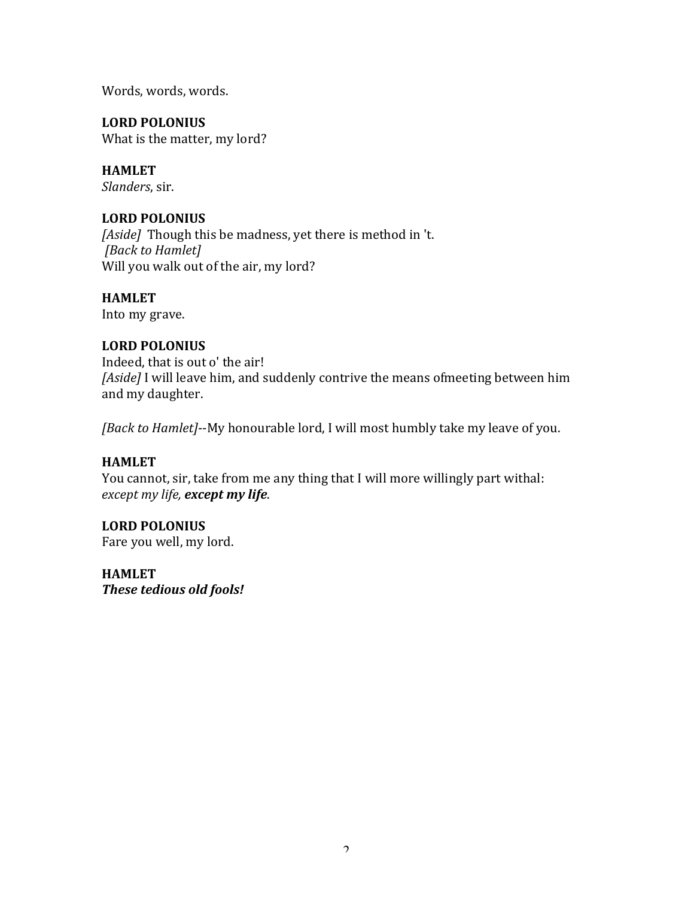Words, words, words.

**LORD POLONIUS**
What is the matter, my lord?

**HAMLET**
*Slanders*, sir.

**LORD POLONIUS**
*[Aside]* Though this be madness, yet there is method in 't.
*[Back to Hamlet]*
Will you walk out of the air, my lord?

**HAMLET**
Into my grave.

**LORD POLONIUS**
Indeed, that is out o' the air!
*[Aside]* I will leave him, and suddenly contrive the means ofmeeting between him and my daughter.

*[Back to Hamlet]*--My honourable lord, I will most humbly take my leave of you.

**HAMLET**
You cannot, sir, take from me any thing that I will more willingly part withal: *except my life, **except my life***.

**LORD POLONIUS**
Fare you well, my lord.

**HAMLET**
***These tedious old fools!***